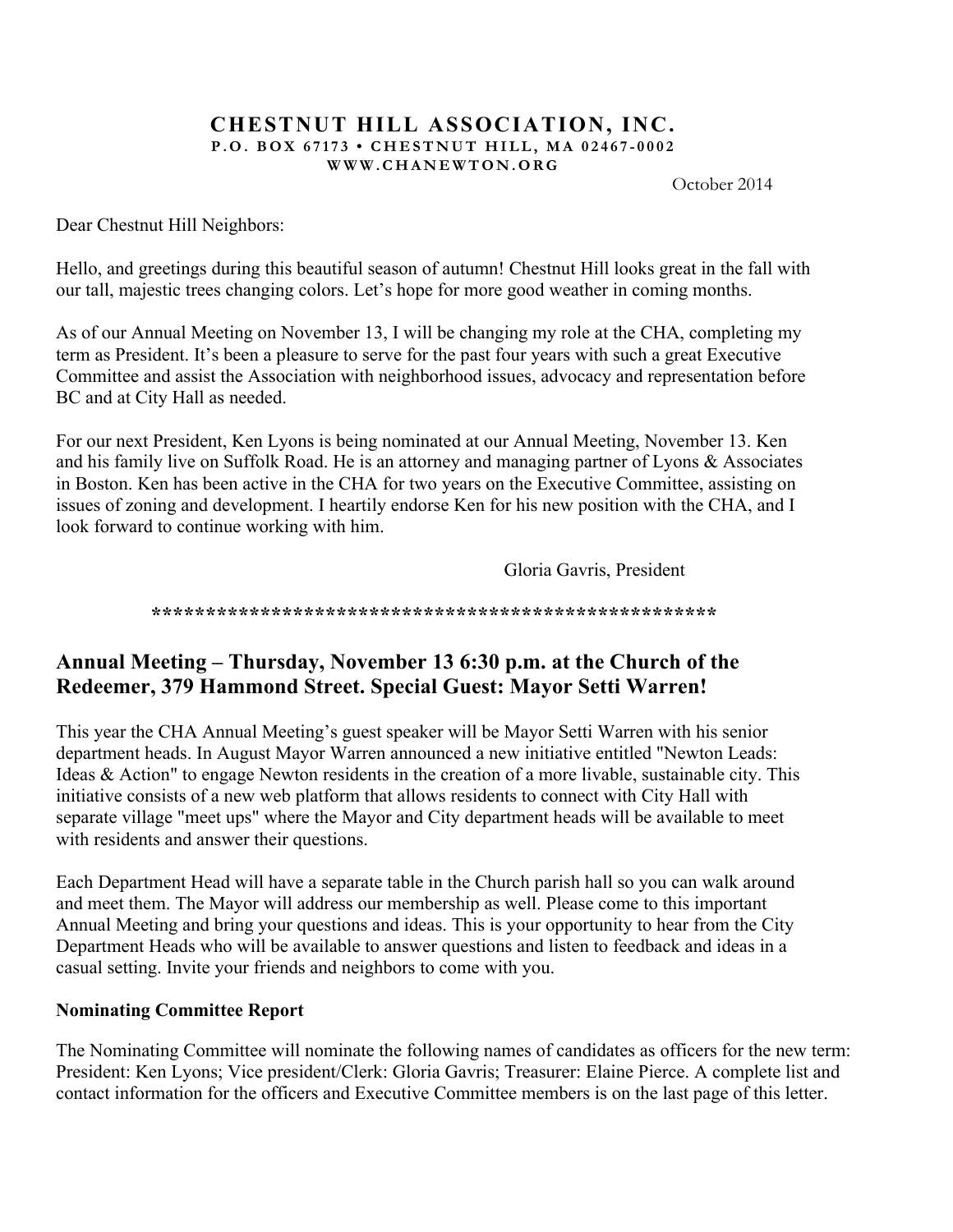# CHESTNUT HILL ASSOCIATION, INC.

**P.O. BOX 67173 • CHESTNUT HILL, MA 02467-0002**

**WWW.CHANEWTON.ORG**

October 2014

Dear Chestnut Hill Neighbors:

Hello, and greetings during this beautiful season of autumn! Chestnut Hill looks great in the fall with our tall, majestic trees changing colors. Let's hope for more good weather in coming months.

As of our Annual Meeting on November 13, I will be changing my role at the CHA, completing my term as President. It's been a pleasure to serve for the past four years with such a great Executive Committee and assist the Association with neighborhood issues, advocacy and representation before BC and at City Hall as needed.

For our next President, Ken Lyons is being nominated at our Annual Meeting, November 13. Ken and his family live on Suffolk Road. He is an attorney and managing partner of Lyons & Associates in Boston. Ken has been active in the CHA for two years on the Executive Committee, assisting on issues of zoning and development. I heartily endorse Ken for his new position with the CHA, and I look forward to continue working with him.

Gloria Gavris, President

****************************************************

## Annual Meeting – Thursday, November 13 6:30 p.m. at the Church of the Redeemer, 379 Hammond Street. Special Guest: Mayor Setti Warren!

This year the CHA Annual Meeting's guest speaker will be Mayor Setti Warren with his senior department heads. In August Mayor Warren announced a new initiative entitled "Newton Leads: Ideas & Action" to engage Newton residents in the creation of a more livable, sustainable city. This initiative consists of a new web platform that allows residents to connect with City Hall with separate village "meet ups" where the Mayor and City department heads will be available to meet with residents and answer their questions.

Each Department Head will have a separate table in the Church parish hall so you can walk around and meet them. The Mayor will address our membership as well. Please come to this important Annual Meeting and bring your questions and ideas. This is your opportunity to hear from the City Department Heads who will be available to answer questions and listen to feedback and ideas in a casual setting. Invite your friends and neighbors to come with you.

### Nominating Committee Report

The Nominating Committee will nominate the following names of candidates as officers for the new term: President: Ken Lyons; Vice president/Clerk: Gloria Gavris; Treasurer: Elaine Pierce. A complete list and contact information for the officers and Executive Committee members is on the last page of this letter.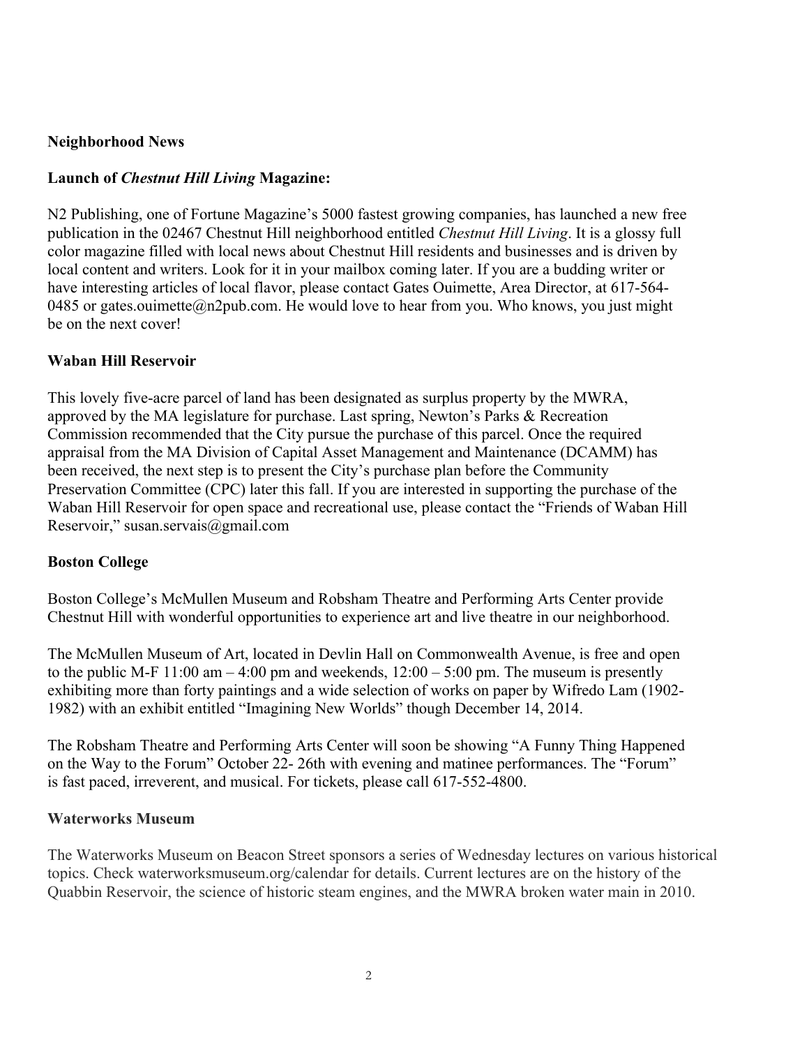## Neighborhood News

### Launch of *Chestnut Hill Living* Magazine:

N2 Publishing, one of Fortune Magazine's 5000 fastest growing companies, has launched a new free publication in the 02467 Chestnut Hill neighborhood entitled *Chestnut Hill Living*. It is a glossy full color magazine filled with local news about Chestnut Hill residents and businesses and is driven by local content and writers. Look for it in your mailbox coming later. If you are a budding writer or have interesting articles of local flavor, please contact Gates Ouimette, Area Director, at 617-564-0485 or gates.ouimette@n2pub.com. He would love to hear from you. Who knows, you just might be on the next cover!

### Waban Hill Reservoir

This lovely five-acre parcel of land has been designated as surplus property by the MWRA, approved by the MA legislature for purchase. Last spring, Newton's Parks & Recreation Commission recommended that the City pursue the purchase of this parcel. Once the required appraisal from the MA Division of Capital Asset Management and Maintenance (DCAMM) has been received, the next step is to present the City's purchase plan before the Community Preservation Committee (CPC) later this fall. If you are interested in supporting the purchase of the Waban Hill Reservoir for open space and recreational use, please contact the "Friends of Waban Hill Reservoir," susan.servais@gmail.com

### Boston College

Boston College's McMullen Museum and Robsham Theatre and Performing Arts Center provide Chestnut Hill with wonderful opportunities to experience art and live theatre in our neighborhood.

The McMullen Museum of Art, located in Devlin Hall on Commonwealth Avenue, is free and open to the public M-F 11:00 am – 4:00 pm and weekends, 12:00 – 5:00 pm. The museum is presently exhibiting more than forty paintings and a wide selection of works on paper by Wifredo Lam (1902-1982) with an exhibit entitled "Imagining New Worlds" though December 14, 2014.

The Robsham Theatre and Performing Arts Center will soon be showing "A Funny Thing Happened on the Way to the Forum" October 22- 26th with evening and matinee performances. The "Forum" is fast paced, irreverent, and musical. For tickets, please call 617-552-4800.

### Waterworks Museum

The Waterworks Museum on Beacon Street sponsors a series of Wednesday lectures on various historical topics. Check waterworksmuseum.org/calendar for details. Current lectures are on the history of the Quabbin Reservoir, the science of historic steam engines, and the MWRA broken water main in 2010.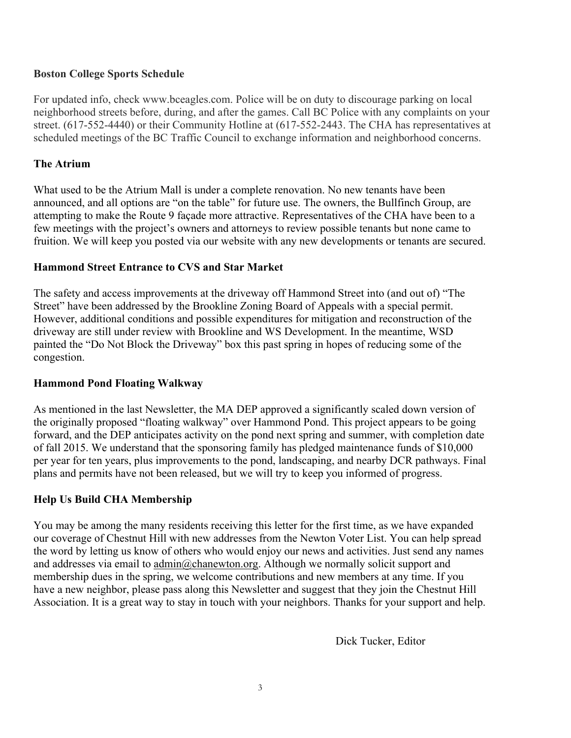**Boston College Sports Schedule**

For updated info, check www.bceagles.com. Police will be on duty to discourage parking on local neighborhood streets before, during, and after the games. Call BC Police with any complaints on your street. (617-552-4440) or their Community Hotline at (617-552-2443. The CHA has representatives at scheduled meetings of the BC Traffic Council to exchange information and neighborhood concerns.

**The Atrium**

What used to be the Atrium Mall is under a complete renovation. No new tenants have been announced, and all options are "on the table" for future use. The owners, the Bullfinch Group, are attempting to make the Route 9 façade more attractive. Representatives of the CHA have been to a few meetings with the project's owners and attorneys to review possible tenants but none came to fruition. We will keep you posted via our website with any new developments or tenants are secured.

**Hammond Street Entrance to CVS and Star Market**

The safety and access improvements at the driveway off Hammond Street into (and out of) "The Street" have been addressed by the Brookline Zoning Board of Appeals with a special permit. However, additional conditions and possible expenditures for mitigation and reconstruction of the driveway are still under review with Brookline and WS Development. In the meantime, WSD painted the "Do Not Block the Driveway" box this past spring in hopes of reducing some of the congestion.

**Hammond Pond Floating Walkway**

As mentioned in the last Newsletter, the MA DEP approved a significantly scaled down version of the originally proposed "floating walkway" over Hammond Pond. This project appears to be going forward, and the DEP anticipates activity on the pond next spring and summer, with completion date of fall 2015. We understand that the sponsoring family has pledged maintenance funds of $10,000 per year for ten years, plus improvements to the pond, landscaping, and nearby DCR pathways. Final plans and permits have not been released, but we will try to keep you informed of progress.

**Help Us Build CHA Membership**

You may be among the many residents receiving this letter for the first time, as we have expanded our coverage of Chestnut Hill with new addresses from the Newton Voter List. You can help spread the word by letting us know of others who would enjoy our news and activities. Just send any names and addresses via email to admin@chanewton.org. Although we normally solicit support and membership dues in the spring, we welcome contributions and new members at any time. If you have a new neighbor, please pass along this Newsletter and suggest that they join the Chestnut Hill Association. It is a great way to stay in touch with your neighbors. Thanks for your support and help.

Dick Tucker, Editor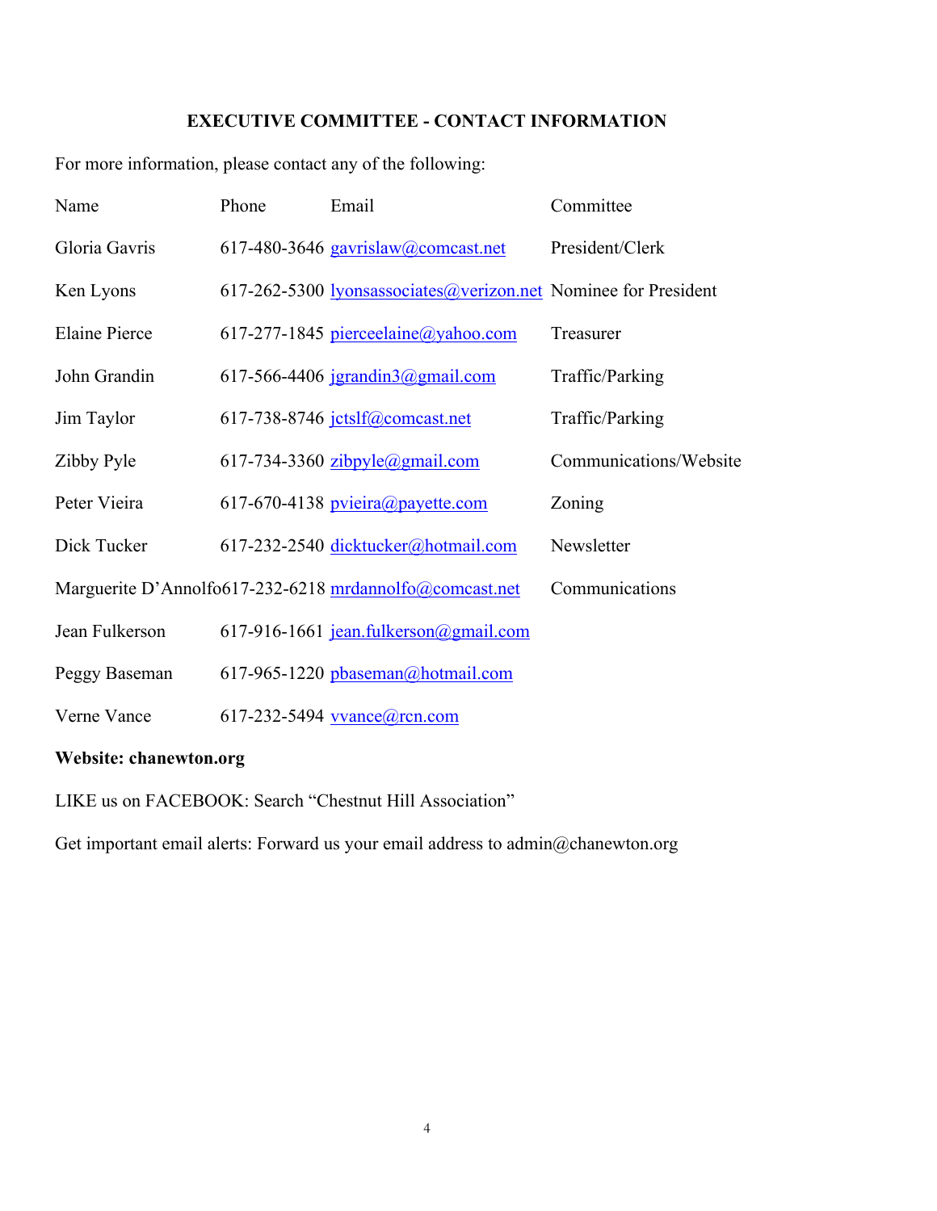## EXECUTIVE COMMITTEE - CONTACT INFORMATION

For more information, please contact any of the following:

| Name | Phone | Email | Committee |
|---|---|---|---|
| Gloria Gavris | 617-480-3646 | gavrislaw@comcast.net | President/Clerk |
| Ken Lyons | 617-262-5300 | lyonsassociates@verizon.net | Nominee for President |
| Elaine Pierce | 617-277-1845 | pierceelaine@yahoo.com | Treasurer |
| John Grandin | 617-566-4406 | jgrandin3@gmail.com | Traffic/Parking |
| Jim Taylor | 617-738-8746 | jctslf@comcast.net | Traffic/Parking |
| Zibby Pyle | 617-734-3360 | zibpyle@gmail.com | Communications/Website |
| Peter Vieira | 617-670-4138 | pvieira@payette.com | Zoning |
| Dick Tucker | 617-232-2540 | dicktucker@hotmail.com | Newsletter |
| Marguerite D'Annolfo | 617-232-6218 | mrdannolfo@comcast.net | Communications |
| Jean Fulkerson | 617-916-1661 | jean.fulkerson@gmail.com | |
| Peggy Baseman | 617-965-1220 | pbaseman@hotmail.com | |
| Verne Vance | 617-232-5494 | vvance@rcn.com | |

**Website: chanewton.org**

LIKE us on FACEBOOK: Search "Chestnut Hill Association"

Get important email alerts: Forward us your email address to admin@chanewton.org